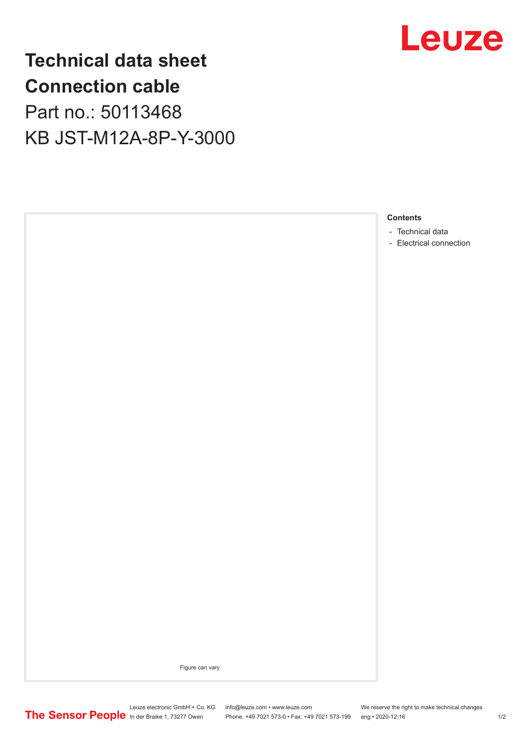# Technical data sheet

# Connection cable

## Part no.: 50113468

## KB JST-M12A-8P-Y-3000

Figure can vary

**Contents**

- Technical data
- Electrical connection

Leuze electronic GmbH + Co. KG
In der Braike 1, 73277 Owen

info@leuze.com • www.leuze.com
Phone: +49 7021 573-0 • Fax: +49 7021 573-199

We reserve the right to make technical changes
eng • 2020-12-16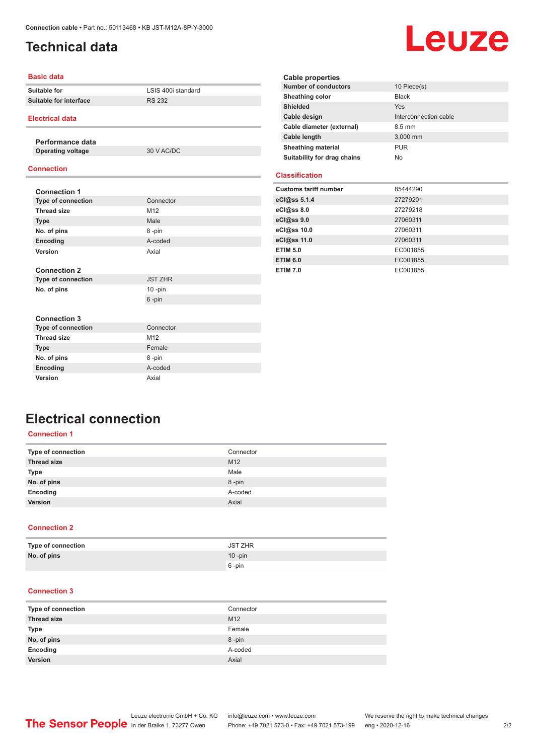# Technical data

## Basic data

| | |
|---|---|
| **Suitable for** | LSIS 400i standard |
| **Suitable for interface** | RS 232 |

## Electrical data

### Performance data

| | |
|---|---|
| **Operating voltage** | 30 V AC/DC |

## Connection

### Connection 1

| | |
|---|---|
| **Type of connection** | Connector |
| **Thread size** | M12 |
| **Type** | Male |
| **No. of pins** | 8 -pin |
| **Encoding** | A-coded |
| **Version** | Axial |

### Connection 2

| | |
|---|---|
| **Type of connection** | JST ZHR |
| **No. of pins** | 10 -pin |
| | 6 -pin |

### Connection 3

| | |
|---|---|
| **Type of connection** | Connector |
| **Thread size** | M12 |
| **Type** | Female |
| **No. of pins** | 8 -pin |
| **Encoding** | A-coded |
| **Version** | Axial |

### Cable properties

| | |
|---|---|
| **Number of conductors** | 10 Piece(s) |
| **Sheathing color** | Black |
| **Shielded** | Yes |
| **Cable design** | Interconnection cable |
| **Cable diameter (external)** | 8.5 mm |
| **Cable length** | 3,000 mm |
| **Sheathing material** | PUR |
| **Suitability for drag chains** | No |

## Classification

| | |
|---|---|
| **Customs tariff number** | 85444290 |
| **eCl@ss 5.1.4** | 27279201 |
| **eCl@ss 8.0** | 27279218 |
| **eCl@ss 9.0** | 27060311 |
| **eCl@ss 10.0** | 27060311 |
| **eCl@ss 11.0** | 27060311 |
| **ETIM 5.0** | EC001855 |
| **ETIM 6.0** | EC001855 |
| **ETIM 7.0** | EC001855 |

# Electrical connection

## Connection 1

| | |
|---|---|
| **Type of connection** | Connector |
| **Thread size** | M12 |
| **Type** | Male |
| **No. of pins** | 8 -pin |
| **Encoding** | A-coded |
| **Version** | Axial |

## Connection 2

| | |
|---|---|
| **Type of connection** | JST ZHR |
| **No. of pins** | 10 -pin |
| | 6 -pin |

## Connection 3

| | |
|---|---|
| **Type of connection** | Connector |
| **Thread size** | M12 |
| **Type** | Female |
| **No. of pins** | 8 -pin |
| **Encoding** | A-coded |
| **Version** | Axial |